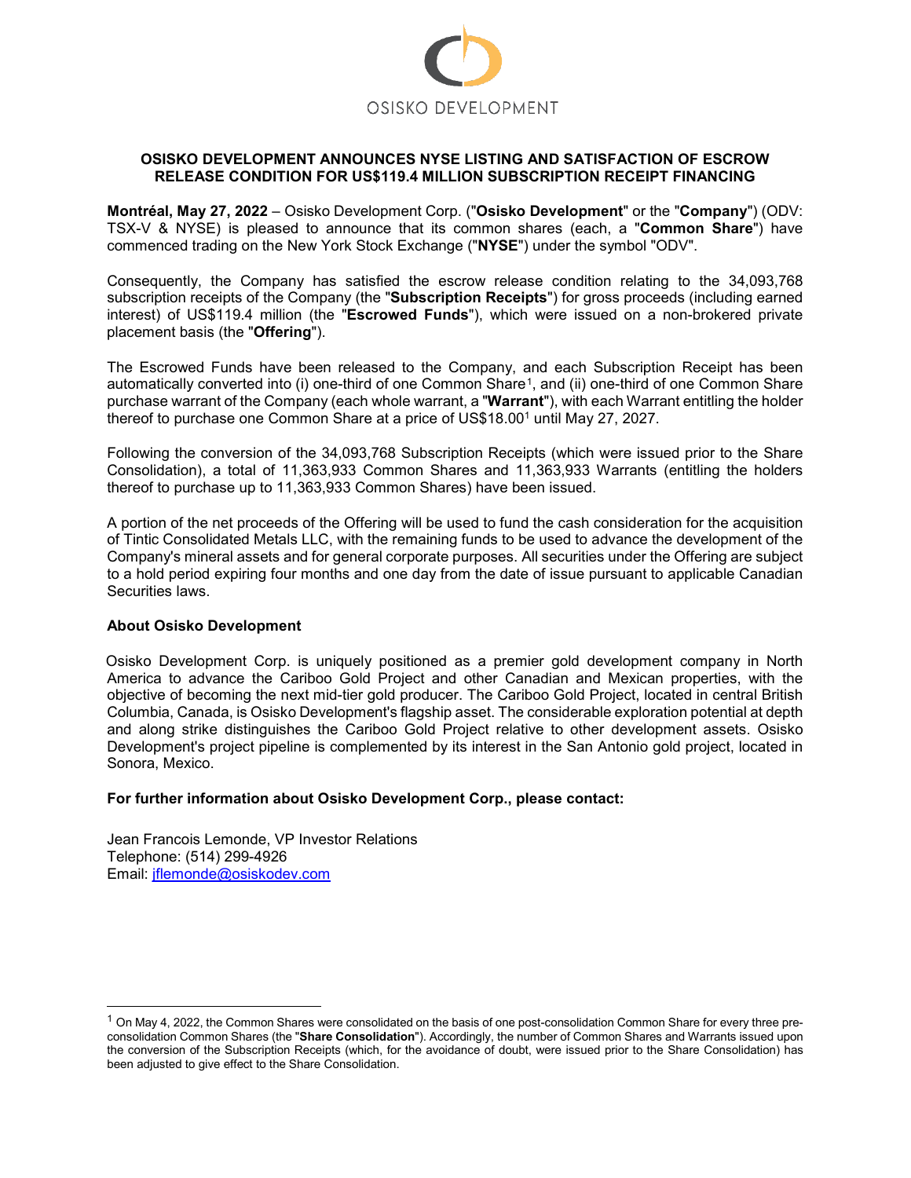OSISKO DEVELOPMENT

**OSISKO DEVELOPMENT ANNOUNCES NYSE LISTING AND SATISFACTION OF ESCROW RELEASE CONDITION FOR US$119.4 MILLION SUBSCRIPTION RECEIPT FINANCING**

**Montréal, May 27, 2022** – Osisko Development Corp. ("**Osisko Development**" or the "**Company**") (ODV: TSX-V & NYSE) is pleased to announce that its common shares (each, a "**Common Share**") have commenced trading on the New York Stock Exchange ("**NYSE**") under the symbol "ODV".

Consequently, the Company has satisfied the escrow release condition relating to the 34,093,768 subscription receipts of the Company (the "**Subscription Receipts**") for gross proceeds (including earned interest) of US$119.4 million (the "**Escrowed Funds**"), which were issued on a non-brokered private placement basis (the "**Offering**").

The Escrowed Funds have been released to the Company, and each Subscription Receipt has been automatically converted into (i) one-third of one Common Share[1], and (ii) one-third of one Common Share purchase warrant of the Company (each whole warrant, a "**Warrant**"), with each Warrant entitling the holder thereof to purchase one Common Share at a price of US$18.00[1] until May 27, 2027.

Following the conversion of the 34,093,768 Subscription Receipts (which were issued prior to the Share Consolidation), a total of 11,363,933 Common Shares and 11,363,933 Warrants (entitling the holders thereof to purchase up to 11,363,933 Common Shares) have been issued.

A portion of the net proceeds of the Offering will be used to fund the cash consideration for the acquisition of Tintic Consolidated Metals LLC, with the remaining funds to be used to advance the development of the Company's mineral assets and for general corporate purposes. All securities under the Offering are subject to a hold period expiring four months and one day from the date of issue pursuant to applicable Canadian Securities laws.

**About Osisko Development**

Osisko Development Corp. is uniquely positioned as a premier gold development company in North America to advance the Cariboo Gold Project and other Canadian and Mexican properties, with the objective of becoming the next mid-tier gold producer. The Cariboo Gold Project, located in central British Columbia, Canada, is Osisko Development's flagship asset. The considerable exploration potential at depth and along strike distinguishes the Cariboo Gold Project relative to other development assets. Osisko Development's project pipeline is complemented by its interest in the San Antonio gold project, located in Sonora, Mexico.

**For further information about Osisko Development Corp., please contact:**

Jean Francois Lemonde, VP Investor Relations
Telephone: (514) 299-4926
Email: jflemonde@osiskodev.com

[1] On May 4, 2022, the Common Shares were consolidated on the basis of one post-consolidation Common Share for every three pre-consolidation Common Shares (the "**Share Consolidation**"). Accordingly, the number of Common Shares and Warrants issued upon the conversion of the Subscription Receipts (which, for the avoidance of doubt, were issued prior to the Share Consolidation) has been adjusted to give effect to the Share Consolidation.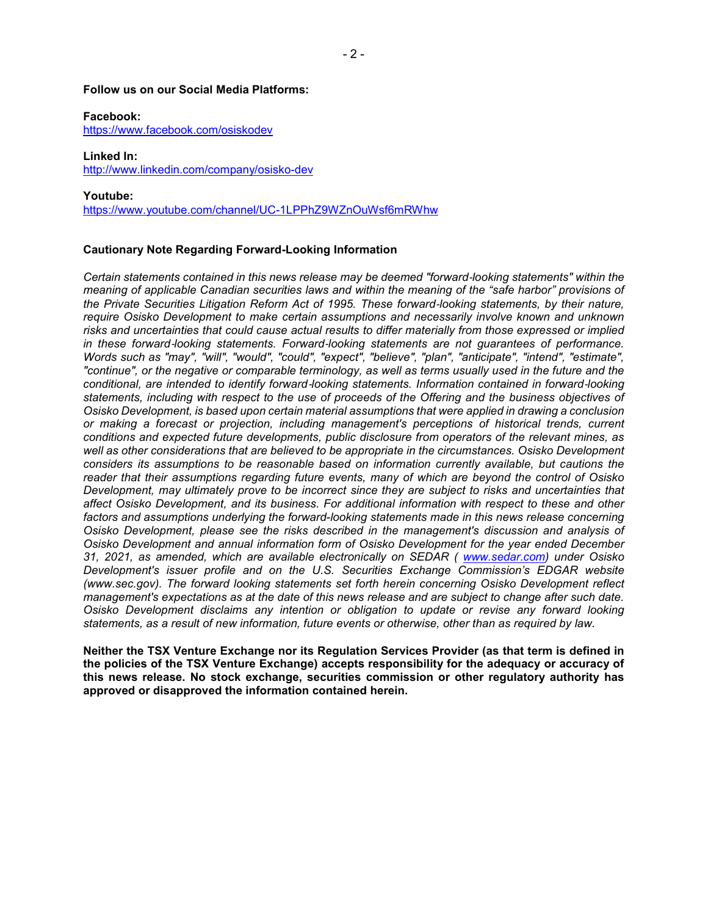**Follow us on our Social Media Platforms:**

**Facebook:**
https://www.facebook.com/osiskodev

**Linked In:**
http://www.linkedin.com/company/osisko-dev

**Youtube:**
https://www.youtube.com/channel/UC-1LPPhZ9WZnOuWsf6mRWhw

**Cautionary Note Regarding Forward-Looking Information**

*Certain statements contained in this news release may be deemed "forward-looking statements" within the meaning of applicable Canadian securities laws and within the meaning of the "safe harbor" provisions of the Private Securities Litigation Reform Act of 1995. These forward-looking statements, by their nature, require Osisko Development to make certain assumptions and necessarily involve known and unknown risks and uncertainties that could cause actual results to differ materially from those expressed or implied in these forward-looking statements. Forward-looking statements are not guarantees of performance. Words such as "may", "will", "would", "could", "expect", "believe", "plan", "anticipate", "intend", "estimate", "continue", or the negative or comparable terminology, as well as terms usually used in the future and the conditional, are intended to identify forward-looking statements. Information contained in forward-looking statements, including with respect to the use of proceeds of the Offering and the business objectives of Osisko Development, is based upon certain material assumptions that were applied in drawing a conclusion or making a forecast or projection, including management's perceptions of historical trends, current conditions and expected future developments, public disclosure from operators of the relevant mines, as well as other considerations that are believed to be appropriate in the circumstances. Osisko Development considers its assumptions to be reasonable based on information currently available, but cautions the reader that their assumptions regarding future events, many of which are beyond the control of Osisko Development, may ultimately prove to be incorrect since they are subject to risks and uncertainties that affect Osisko Development, and its business. For additional information with respect to these and other factors and assumptions underlying the forward-looking statements made in this news release concerning Osisko Development, please see the risks described in the management's discussion and analysis of Osisko Development and annual information form of Osisko Development for the year ended December 31, 2021, as amended, which are available electronically on SEDAR ( www.sedar.com) under Osisko Development's issuer profile and on the U.S. Securities Exchange Commission's EDGAR website (www.sec.gov). The forward looking statements set forth herein concerning Osisko Development reflect management's expectations as at the date of this news release and are subject to change after such date. Osisko Development disclaims any intention or obligation to update or revise any forward looking statements, as a result of new information, future events or otherwise, other than as required by law.*

**Neither the TSX Venture Exchange nor its Regulation Services Provider (as that term is defined in the policies of the TSX Venture Exchange) accepts responsibility for the adequacy or accuracy of this news release. No stock exchange, securities commission or other regulatory authority has approved or disapproved the information contained herein.**